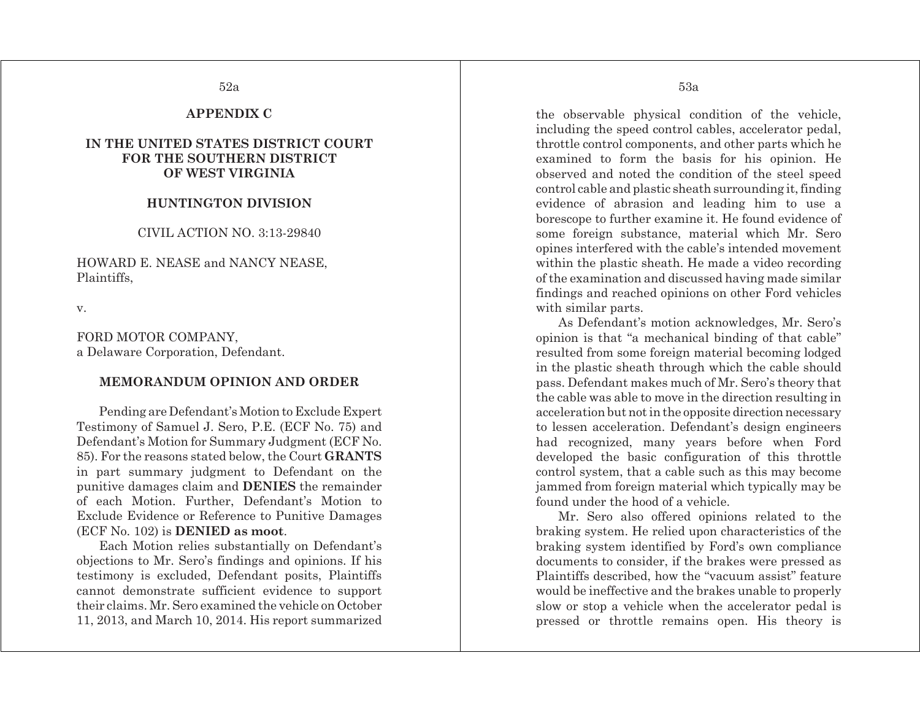**APPENDIX C**

**IN THE UNITED STATES DISTRICT COURT FOR THE SOUTHERN DISTRICT OF WEST VIRGINIA**

**HUNTINGTON DIVISION**

CIVIL ACTION NO. 3:13-29840

HOWARD E. NEASE and NANCY NEASE,
Plaintiffs,

v.

FORD MOTOR COMPANY,
a Delaware Corporation, Defendant.

**MEMORANDUM OPINION AND ORDER**

Pending are Defendant's Motion to Exclude Expert Testimony of Samuel J. Sero, P.E. (ECF No. 75) and Defendant's Motion for Summary Judgment (ECF No. 85). For the reasons stated below, the Court **GRANTS** in part summary judgment to Defendant on the punitive damages claim and **DENIES** the remainder of each Motion. Further, Defendant's Motion to Exclude Evidence or Reference to Punitive Damages (ECF No. 102) is **DENIED as moot**.

Each Motion relies substantially on Defendant's objections to Mr. Sero's findings and opinions. If his testimony is excluded, Defendant posits, Plaintiffs cannot demonstrate sufficient evidence to support their claims. Mr. Sero examined the vehicle on October 11, 2013, and March 10, 2014. His report summarized the observable physical condition of the vehicle, including the speed control cables, accelerator pedal, throttle control components, and other parts which he examined to form the basis for his opinion. He observed and noted the condition of the steel speed control cable and plastic sheath surrounding it, finding evidence of abrasion and leading him to use a borescope to further examine it. He found evidence of some foreign substance, material which Mr. Sero opines interfered with the cable's intended movement within the plastic sheath. He made a video recording of the examination and discussed having made similar findings and reached opinions on other Ford vehicles with similar parts.

As Defendant's motion acknowledges, Mr. Sero's opinion is that "a mechanical binding of that cable" resulted from some foreign material becoming lodged in the plastic sheath through which the cable should pass. Defendant makes much of Mr. Sero's theory that the cable was able to move in the direction resulting in acceleration but not in the opposite direction necessary to lessen acceleration. Defendant's design engineers had recognized, many years before when Ford developed the basic configuration of this throttle control system, that a cable such as this may become jammed from foreign material which typically may be found under the hood of a vehicle.

Mr. Sero also offered opinions related to the braking system. He relied upon characteristics of the braking system identified by Ford's own compliance documents to consider, if the brakes were pressed as Plaintiffs described, how the "vacuum assist" feature would be ineffective and the brakes unable to properly slow or stop a vehicle when the accelerator pedal is pressed or throttle remains open. His theory is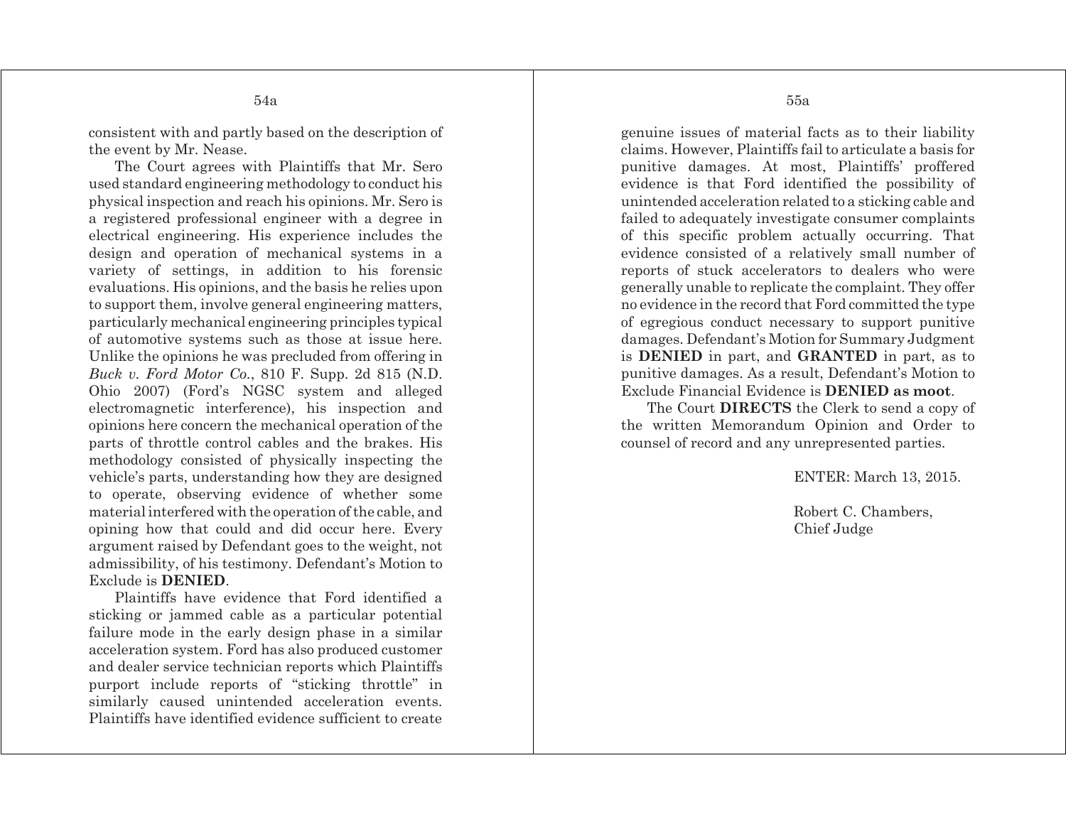consistent with and partly based on the description of the event by Mr. Nease.

The Court agrees with Plaintiffs that Mr. Sero used standard engineering methodology to conduct his physical inspection and reach his opinions. Mr. Sero is a registered professional engineer with a degree in electrical engineering. His experience includes the design and operation of mechanical systems in a variety of settings, in addition to his forensic evaluations. His opinions, and the basis he relies upon to support them, involve general engineering matters, particularly mechanical engineering principles typical of automotive systems such as those at issue here. Unlike the opinions he was precluded from offering in *Buck v. Ford Motor Co.*, 810 F. Supp. 2d 815 (N.D. Ohio 2007) (Ford's NGSC system and alleged electromagnetic interference), his inspection and opinions here concern the mechanical operation of the parts of throttle control cables and the brakes. His methodology consisted of physically inspecting the vehicle's parts, understanding how they are designed to operate, observing evidence of whether some material interfered with the operation of the cable, and opining how that could and did occur here. Every argument raised by Defendant goes to the weight, not admissibility, of his testimony. Defendant's Motion to Exclude is **DENIED**.

Plaintiffs have evidence that Ford identified a sticking or jammed cable as a particular potential failure mode in the early design phase in a similar acceleration system. Ford has also produced customer and dealer service technician reports which Plaintiffs purport include reports of "sticking throttle" in similarly caused unintended acceleration events. Plaintiffs have identified evidence sufficient to create genuine issues of material facts as to their liability claims. However, Plaintiffs fail to articulate a basis for punitive damages. At most, Plaintiffs' proffered evidence is that Ford identified the possibility of unintended acceleration related to a sticking cable and failed to adequately investigate consumer complaints of this specific problem actually occurring. That evidence consisted of a relatively small number of reports of stuck accelerators to dealers who were generally unable to replicate the complaint. They offer no evidence in the record that Ford committed the type of egregious conduct necessary to support punitive damages. Defendant's Motion for Summary Judgment is **DENIED** in part, and **GRANTED** in part, as to punitive damages. As a result, Defendant's Motion to Exclude Financial Evidence is **DENIED as moot**.

The Court **DIRECTS** the Clerk to send a copy of the written Memorandum Opinion and Order to counsel of record and any unrepresented parties.

ENTER: March 13, 2015.

Robert C. Chambers,
Chief Judge